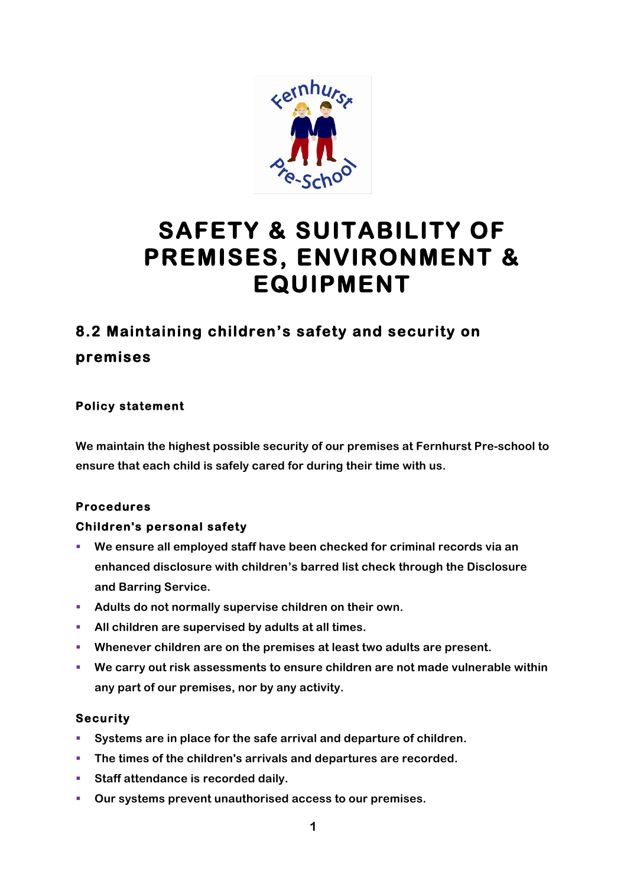# SAFETY & SUITABILITY OF PREMISES, ENVIRONMENT & EQUIPMENT

## 8.2 Maintaining children's safety and security on premises

### Policy statement

We maintain the highest possible security of our premises at Fernhurst Pre-school to ensure that each child is safely cared for during their time with us.

### Procedures

#### Children's personal safety

- We ensure all employed staff have been checked for criminal records via an enhanced disclosure with children's barred list check through the Disclosure and Barring Service.
- Adults do not normally supervise children on their own.
- All children are supervised by adults at all times.
- Whenever children are on the premises at least two adults are present.
- We carry out risk assessments to ensure children are not made vulnerable within any part of our premises, nor by any activity.

#### Security

- Systems are in place for the safe arrival and departure of children.
- The times of the children's arrivals and departures are recorded.
- Staff attendance is recorded daily.
- Our systems prevent unauthorised access to our premises.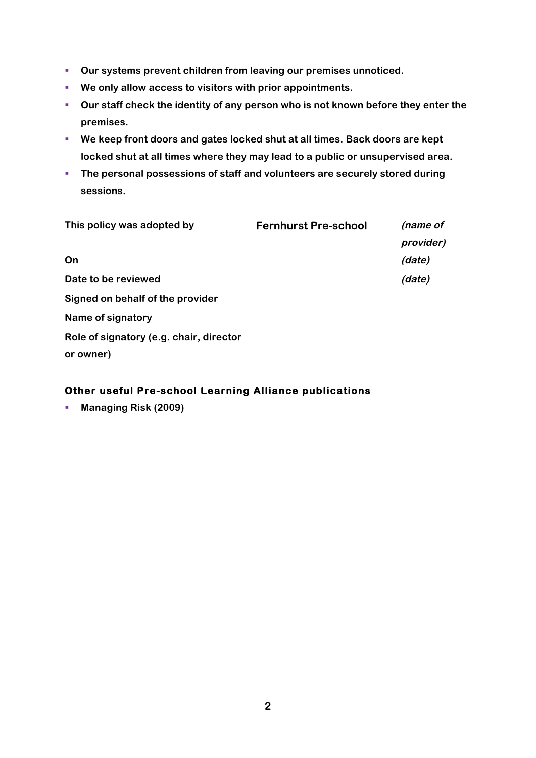- **Our systems prevent children from leaving our premises unnoticed.**
- **We only allow access to visitors with prior appointments.**
- **Our staff check the identity of any person who is not known before they enter the premises.**
- **We keep front doors and gates locked shut at all times. Back doors are kept locked shut at all times where they may lead to a public or unsupervised area.**
- **The personal possessions of staff and volunteers are securely stored during sessions.**

| | | |
|---|---|---|
| **This policy was adopted by** | **Fernhurst Pre-school** | ***(name of provider)*** |
| **On** | | ***(date)*** |
| **Date to be reviewed** | | ***(date)*** |
| **Signed on behalf of the provider** | | |
| **Name of signatory** | | |
| **Role of signatory (e.g. chair, director or owner)** | | |

### Other useful Pre-school Learning Alliance publications

- **Managing Risk (2009)**